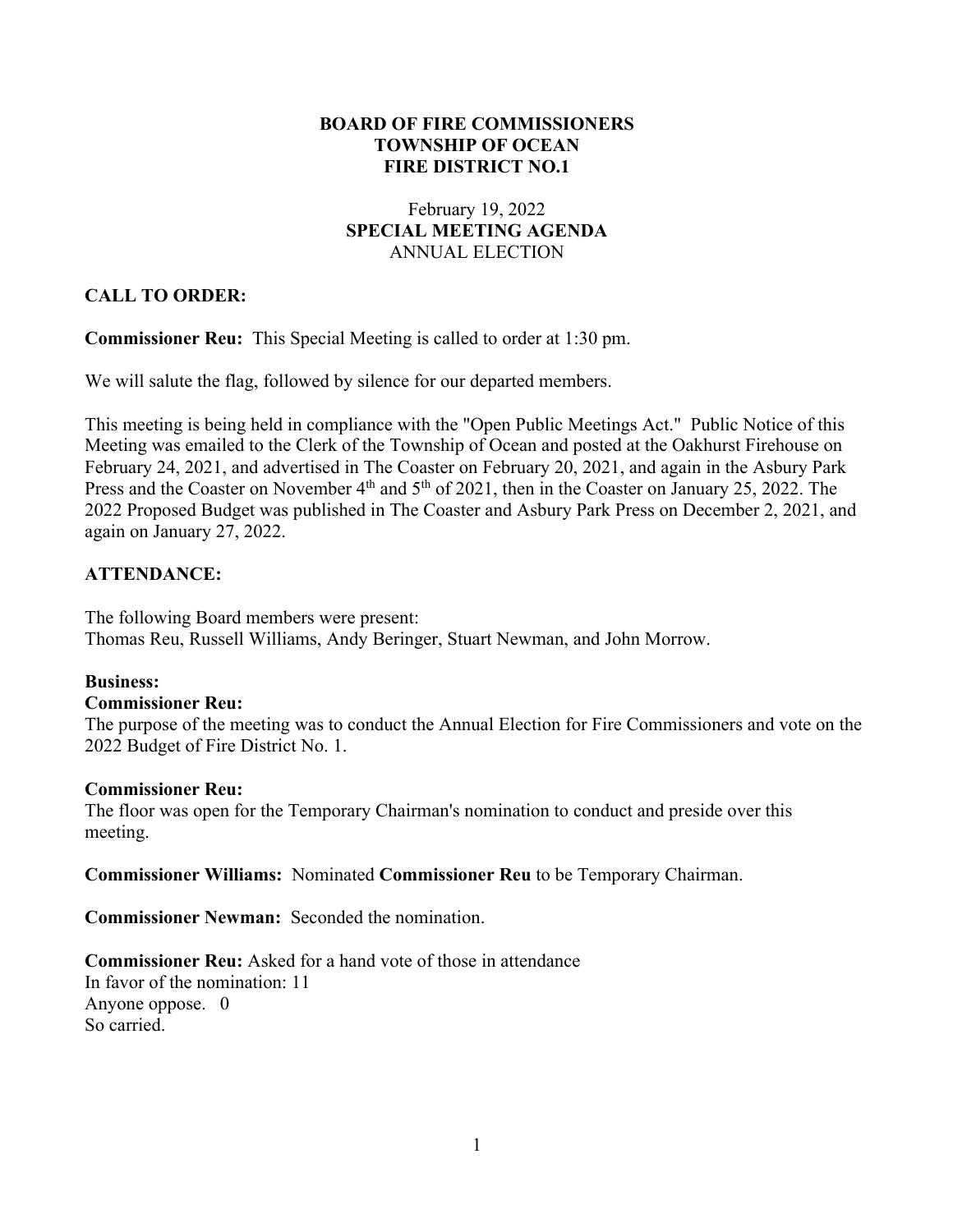# BOARD OF FIRE COMMISSIONERS
# TOWNSHIP OF OCEAN
# FIRE DISTRICT NO.1

February 19, 2022
**SPECIAL MEETING AGENDA**
ANNUAL ELECTION

## CALL TO ORDER:

**Commissioner Reu:** This Special Meeting is called to order at 1:30 pm.

We will salute the flag, followed by silence for our departed members.

This meeting is being held in compliance with the "Open Public Meetings Act." Public Notice of this Meeting was emailed to the Clerk of the Township of Ocean and posted at the Oakhurst Firehouse on February 24, 2021, and advertised in The Coaster on February 20, 2021, and again in the Asbury Park Press and the Coaster on November 4th and 5th of 2021, then in the Coaster on January 25, 2022. The 2022 Proposed Budget was published in The Coaster and Asbury Park Press on December 2, 2021, and again on January 27, 2022.

## ATTENDANCE:

The following Board members were present:
Thomas Reu, Russell Williams, Andy Beringer, Stuart Newman, and John Morrow.

**Business:**

**Commissioner Reu:**
The purpose of the meeting was to conduct the Annual Election for Fire Commissioners and vote on the 2022 Budget of Fire District No. 1.

**Commissioner Reu:**
The floor was open for the Temporary Chairman's nomination to conduct and preside over this meeting.

**Commissioner Williams:** Nominated **Commissioner Reu** to be Temporary Chairman.

**Commissioner Newman:** Seconded the nomination.

**Commissioner Reu:** Asked for a hand vote of those in attendance
In favor of the nomination: 11
Anyone oppose. 0
So carried.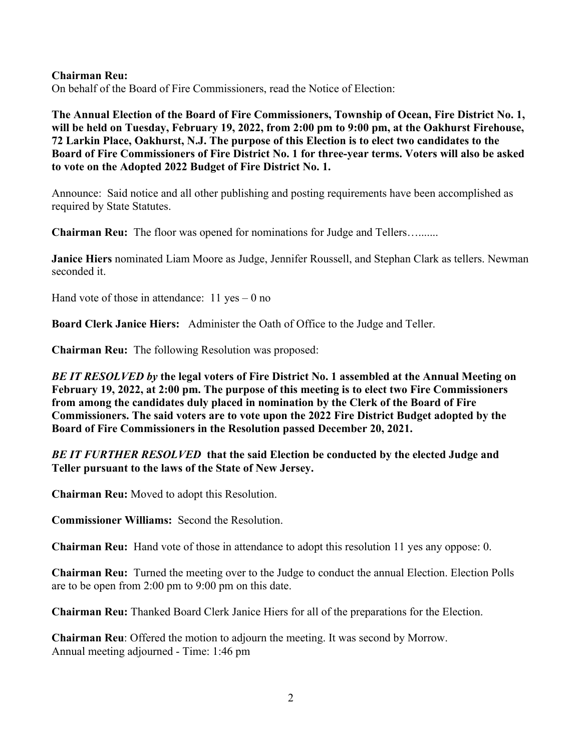**Chairman Reu:**
On behalf of the Board of Fire Commissioners, read the Notice of Election:

**The Annual Election of the Board of Fire Commissioners, Township of Ocean, Fire District No. 1, will be held on Tuesday, February 19, 2022, from 2:00 pm to 9:00 pm, at the Oakhurst Firehouse, 72 Larkin Place, Oakhurst, N.J. The purpose of this Election is to elect two candidates to the Board of Fire Commissioners of Fire District No. 1 for three-year terms. Voters will also be asked to vote on the Adopted 2022 Budget of Fire District No. 1.**

Announce: Said notice and all other publishing and posting requirements have been accomplished as required by State Statutes.

**Chairman Reu:** The floor was opened for nominations for Judge and Tellers…......

**Janice Hiers** nominated Liam Moore as Judge, Jennifer Roussell, and Stephan Clark as tellers. Newman seconded it.

Hand vote of those in attendance: 11 yes – 0 no

**Board Clerk Janice Hiers:** Administer the Oath of Office to the Judge and Teller.

**Chairman Reu:** The following Resolution was proposed:

***BE IT RESOLVED by* the legal voters of Fire District No. 1 assembled at the Annual Meeting on February 19, 2022, at 2:00 pm. The purpose of this meeting is to elect two Fire Commissioners from among the candidates duly placed in nomination by the Clerk of the Board of Fire Commissioners. The said voters are to vote upon the 2022 Fire District Budget adopted by the Board of Fire Commissioners in the Resolution passed December 20, 2021.**

***BE IT FURTHER RESOLVED* that the said Election be conducted by the elected Judge and Teller pursuant to the laws of the State of New Jersey.**

**Chairman Reu:** Moved to adopt this Resolution.

**Commissioner Williams:** Second the Resolution.

**Chairman Reu:** Hand vote of those in attendance to adopt this resolution 11 yes any oppose: 0.

**Chairman Reu:** Turned the meeting over to the Judge to conduct the annual Election. Election Polls are to be open from 2:00 pm to 9:00 pm on this date.

**Chairman Reu:** Thanked Board Clerk Janice Hiers for all of the preparations for the Election.

**Chairman Reu**: Offered the motion to adjourn the meeting. It was second by Morrow.
Annual meeting adjourned - Time: 1:46 pm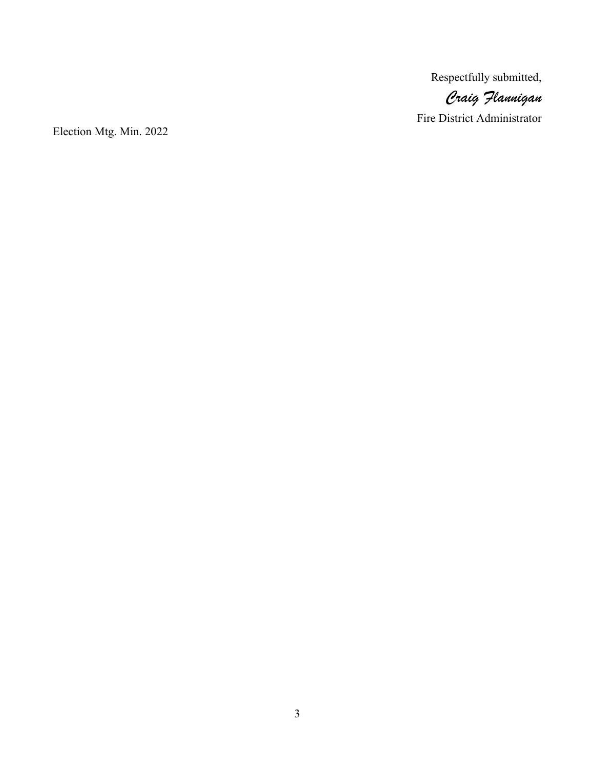Respectfully submitted,

*Craig Flannigan*

Fire District Administrator

Election Mtg. Min. 2022